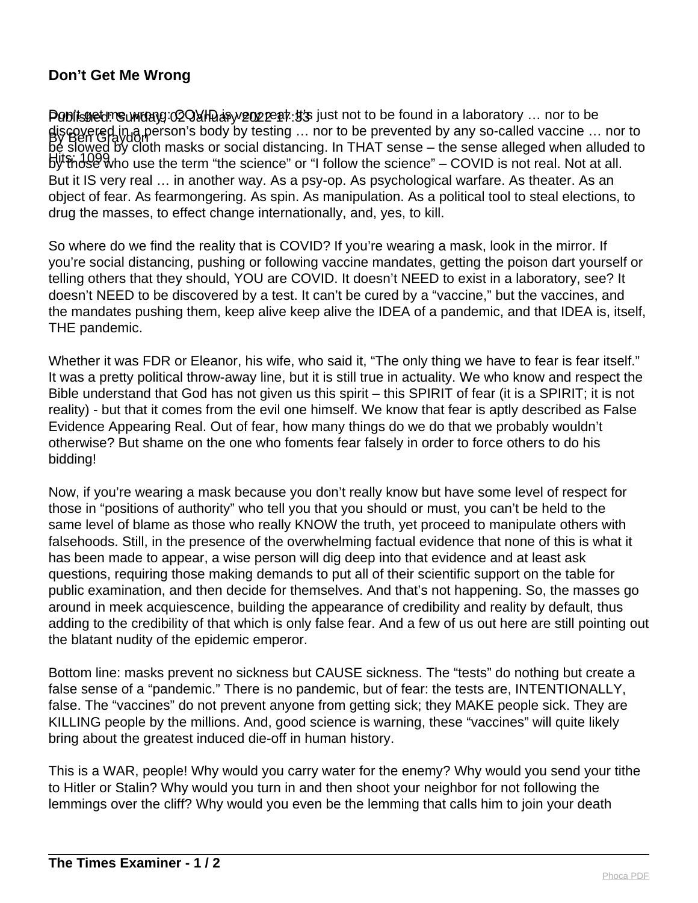## Don't Get Me Wrong

Published: Sunday, 02 January 2022 17:33
By Ben Graydon
Hits: 1099

Don't get me wrong: COVID is very real. It's just not to be found in a laboratory … nor to be discovered in a person's body by testing … nor to be prevented by any so-called vaccine … nor to be slowed by cloth masks or social distancing. In THAT sense – the sense alleged when alluded to by those who use the term "the science" or "I follow the science" – COVID is not real. Not at all. But it IS very real … in another way. As a psy-op. As psychological warfare. As theater. As an object of fear. As fearmongering. As spin. As manipulation. As a political tool to steal elections, to drug the masses, to effect change internationally, and, yes, to kill.

So where do we find the reality that is COVID? If you're wearing a mask, look in the mirror. If you're social distancing, pushing or following vaccine mandates, getting the poison dart yourself or telling others that they should, YOU are COVID. It doesn't NEED to exist in a laboratory, see? It doesn't NEED to be discovered by a test. It can't be cured by a "vaccine," but the vaccines, and the mandates pushing them, keep alive keep alive the IDEA of a pandemic, and that IDEA is, itself, THE pandemic.

Whether it was FDR or Eleanor, his wife, who said it, "The only thing we have to fear is fear itself." It was a pretty political throw-away line, but it is still true in actuality. We who know and respect the Bible understand that God has not given us this spirit – this SPIRIT of fear (it is a SPIRIT; it is not reality) - but that it comes from the evil one himself. We know that fear is aptly described as False Evidence Appearing Real. Out of fear, how many things do we do that we probably wouldn't otherwise? But shame on the one who foments fear falsely in order to force others to do his bidding!

Now, if you're wearing a mask because you don't really know but have some level of respect for those in "positions of authority" who tell you that you should or must, you can't be held to the same level of blame as those who really KNOW the truth, yet proceed to manipulate others with falsehoods. Still, in the presence of the overwhelming factual evidence that none of this is what it has been made to appear, a wise person will dig deep into that evidence and at least ask questions, requiring those making demands to put all of their scientific support on the table for public examination, and then decide for themselves. And that's not happening. So, the masses go around in meek acquiescence, building the appearance of credibility and reality by default, thus adding to the credibility of that which is only false fear. And a few of us out here are still pointing out the blatant nudity of the epidemic emperor.

Bottom line: masks prevent no sickness but CAUSE sickness. The "tests" do nothing but create a false sense of a "pandemic." There is no pandemic, but of fear: the tests are, INTENTIONALLY, false. The "vaccines" do not prevent anyone from getting sick; they MAKE people sick. They are KILLING people by the millions. And, good science is warning, these "vaccines" will quite likely bring about the greatest induced die-off in human history.

This is a WAR, people! Why would you carry water for the enemy? Why would you send your tithe to Hitler or Stalin? Why would you turn in and then shoot your neighbor for not following the lemmings over the cliff? Why would you even be the lemming that calls him to join your death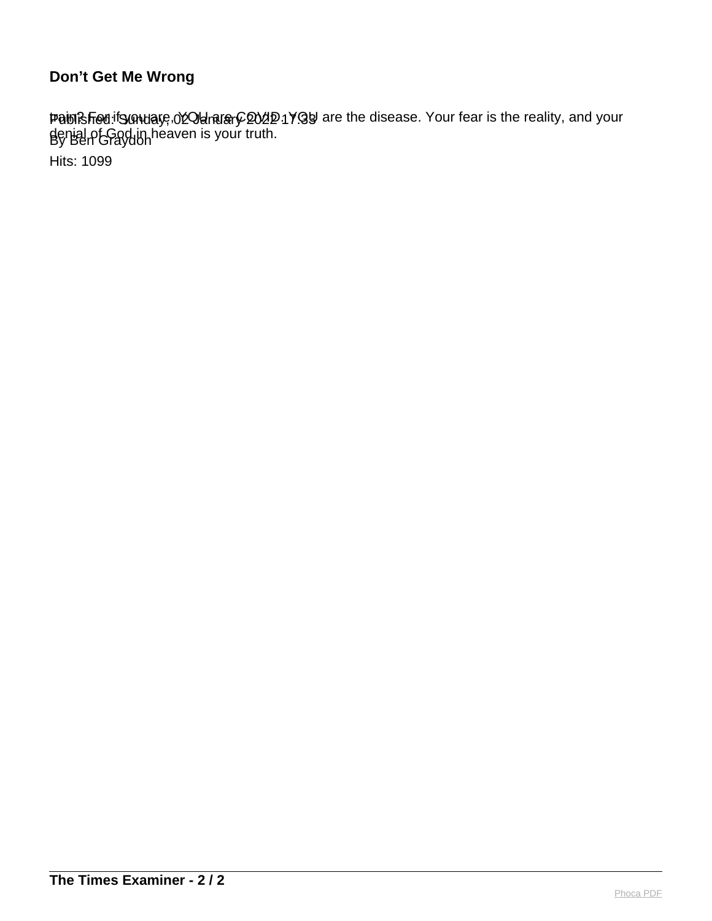train? For if you are, YOU are COVID. YOU are the disease. Your fear is the reality, and your denial of God in heaven is your truth.